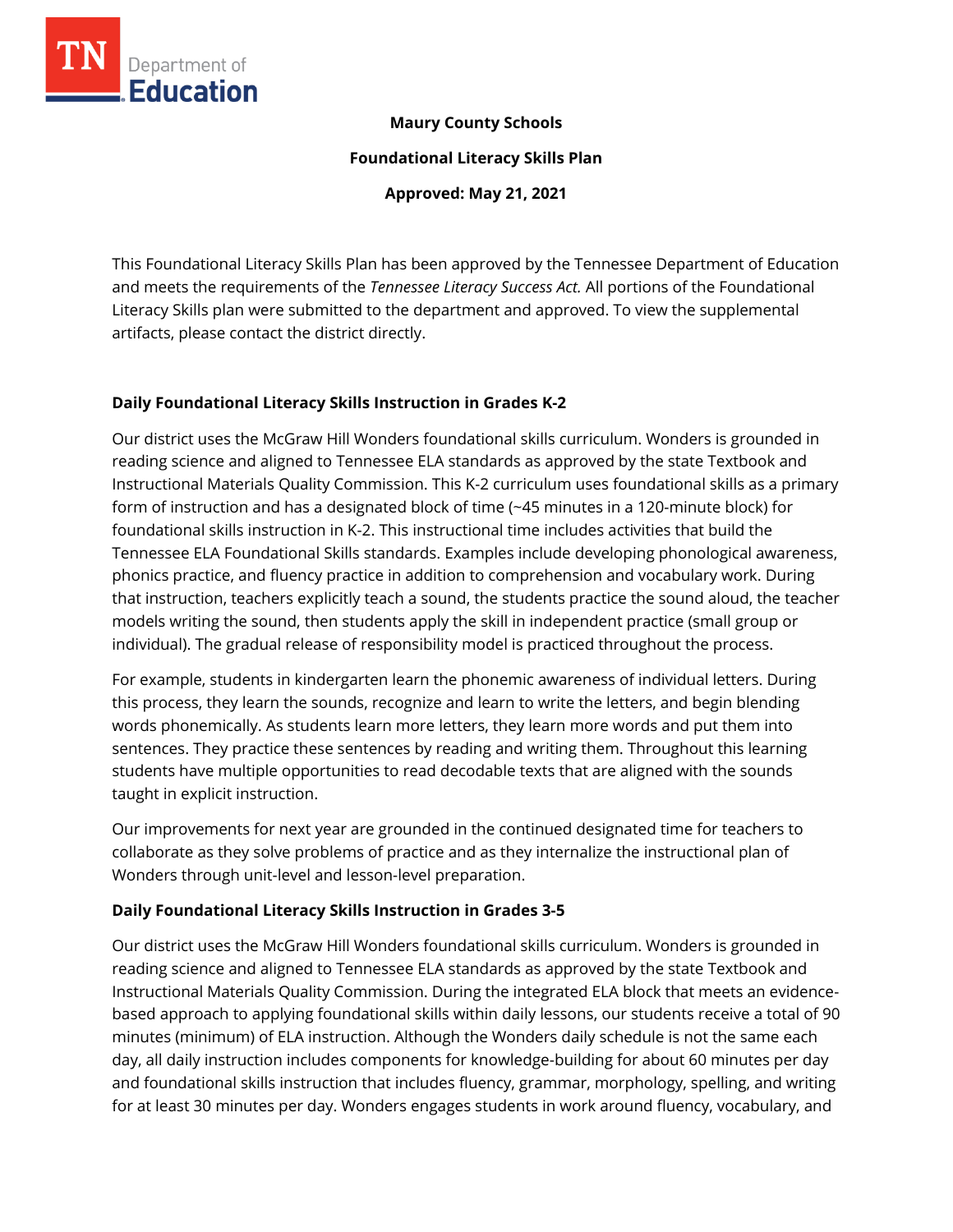**Maury County Schools**

**Foundational Literacy Skills Plan**

**Approved: May 21, 2021**

This Foundational Literacy Skills Plan has been approved by the Tennessee Department of Education and meets the requirements of the *Tennessee Literacy Success Act.* All portions of the Foundational Literacy Skills plan were submitted to the department and approved. To view the supplemental artifacts, please contact the district directly.

## Daily Foundational Literacy Skills Instruction in Grades K-2

Our district uses the McGraw Hill Wonders foundational skills curriculum. Wonders is grounded in reading science and aligned to Tennessee ELA standards as approved by the state Textbook and Instructional Materials Quality Commission. This K-2 curriculum uses foundational skills as a primary form of instruction and has a designated block of time (~45 minutes in a 120-minute block) for foundational skills instruction in K-2. This instructional time includes activities that build the Tennessee ELA Foundational Skills standards. Examples include developing phonological awareness, phonics practice, and fluency practice in addition to comprehension and vocabulary work. During that instruction, teachers explicitly teach a sound, the students practice the sound aloud, the teacher models writing the sound, then students apply the skill in independent practice (small group or individual). The gradual release of responsibility model is practiced throughout the process.

For example, students in kindergarten learn the phonemic awareness of individual letters. During this process, they learn the sounds, recognize and learn to write the letters, and begin blending words phonemically. As students learn more letters, they learn more words and put them into sentences. They practice these sentences by reading and writing them. Throughout this learning students have multiple opportunities to read decodable texts that are aligned with the sounds taught in explicit instruction.

Our improvements for next year are grounded in the continued designated time for teachers to collaborate as they solve problems of practice and as they internalize the instructional plan of Wonders through unit-level and lesson-level preparation.

## Daily Foundational Literacy Skills Instruction in Grades 3-5

Our district uses the McGraw Hill Wonders foundational skills curriculum. Wonders is grounded in reading science and aligned to Tennessee ELA standards as approved by the state Textbook and Instructional Materials Quality Commission. During the integrated ELA block that meets an evidence-based approach to applying foundational skills within daily lessons, our students receive a total of 90 minutes (minimum) of ELA instruction. Although the Wonders daily schedule is not the same each day, all daily instruction includes components for knowledge-building for about 60 minutes per day and foundational skills instruction that includes fluency, grammar, morphology, spelling, and writing for at least 30 minutes per day. Wonders engages students in work around fluency, vocabulary, and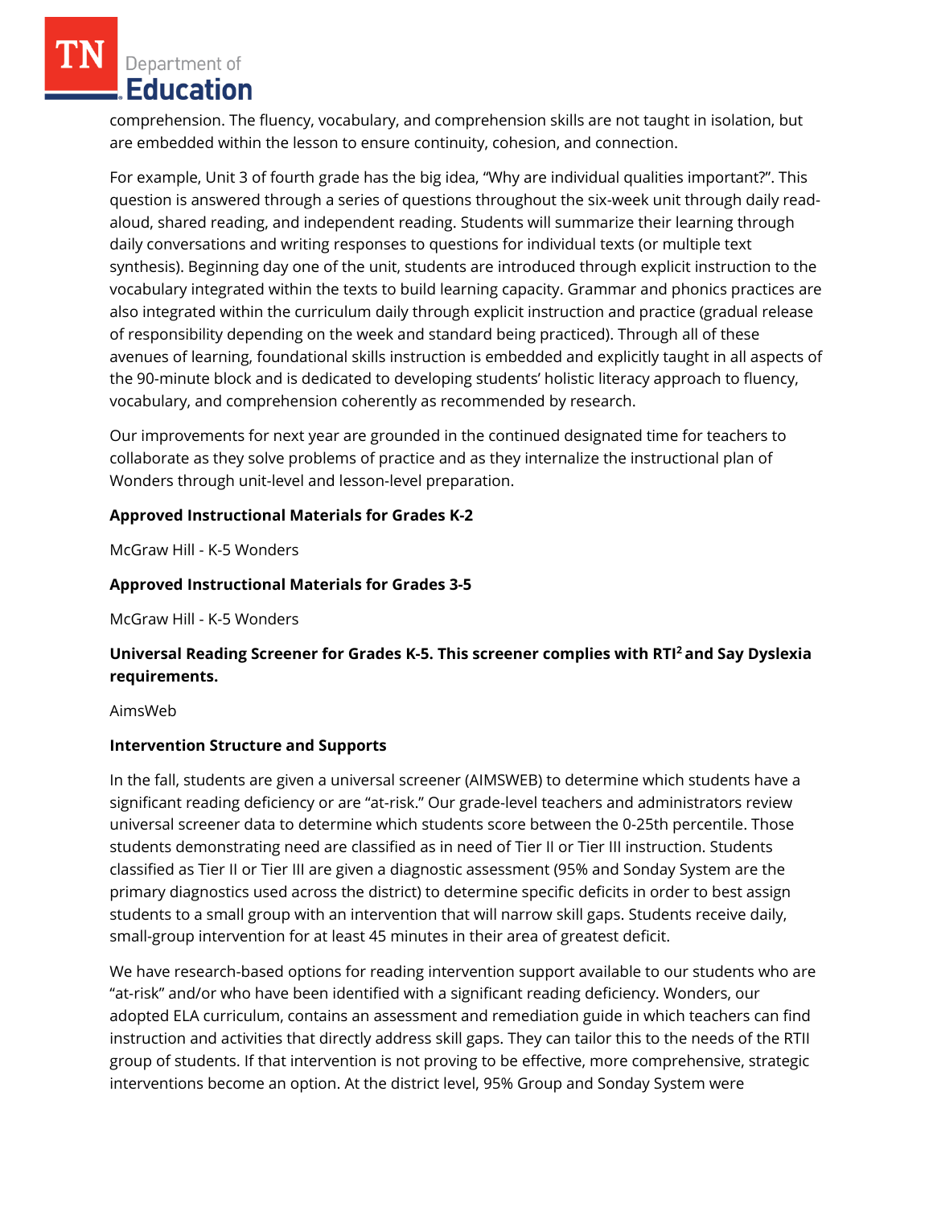comprehension. The fluency, vocabulary, and comprehension skills are not taught in isolation, but are embedded within the lesson to ensure continuity, cohesion, and connection.

For example, Unit 3 of fourth grade has the big idea, "Why are individual qualities important?". This question is answered through a series of questions throughout the six-week unit through daily read-aloud, shared reading, and independent reading. Students will summarize their learning through daily conversations and writing responses to questions for individual texts (or multiple text synthesis). Beginning day one of the unit, students are introduced through explicit instruction to the vocabulary integrated within the texts to build learning capacity. Grammar and phonics practices are also integrated within the curriculum daily through explicit instruction and practice (gradual release of responsibility depending on the week and standard being practiced). Through all of these avenues of learning, foundational skills instruction is embedded and explicitly taught in all aspects of the 90-minute block and is dedicated to developing students' holistic literacy approach to fluency, vocabulary, and comprehension coherently as recommended by research.

Our improvements for next year are grounded in the continued designated time for teachers to collaborate as they solve problems of practice and as they internalize the instructional plan of Wonders through unit-level and lesson-level preparation.

**Approved Instructional Materials for Grades K-2**

McGraw Hill - K-5 Wonders

**Approved Instructional Materials for Grades 3-5**

McGraw Hill - K-5 Wonders

**Universal Reading Screener for Grades K-5. This screener complies with RTI$^2$ and Say Dyslexia requirements.**

AimsWeb

**Intervention Structure and Supports**

In the fall, students are given a universal screener (AIMSWEB) to determine which students have a significant reading deficiency or are "at-risk." Our grade-level teachers and administrators review universal screener data to determine which students score between the 0-25th percentile. Those students demonstrating need are classified as in need of Tier II or Tier III instruction. Students classified as Tier II or Tier III are given a diagnostic assessment (95% and Sonday System are the primary diagnostics used across the district) to determine specific deficits in order to best assign students to a small group with an intervention that will narrow skill gaps. Students receive daily, small-group intervention for at least 45 minutes in their area of greatest deficit.

We have research-based options for reading intervention support available to our students who are "at-risk" and/or who have been identified with a significant reading deficiency. Wonders, our adopted ELA curriculum, contains an assessment and remediation guide in which teachers can find instruction and activities that directly address skill gaps. They can tailor this to the needs of the RTII group of students. If that intervention is not proving to be effective, more comprehensive, strategic interventions become an option. At the district level, 95% Group and Sonday System were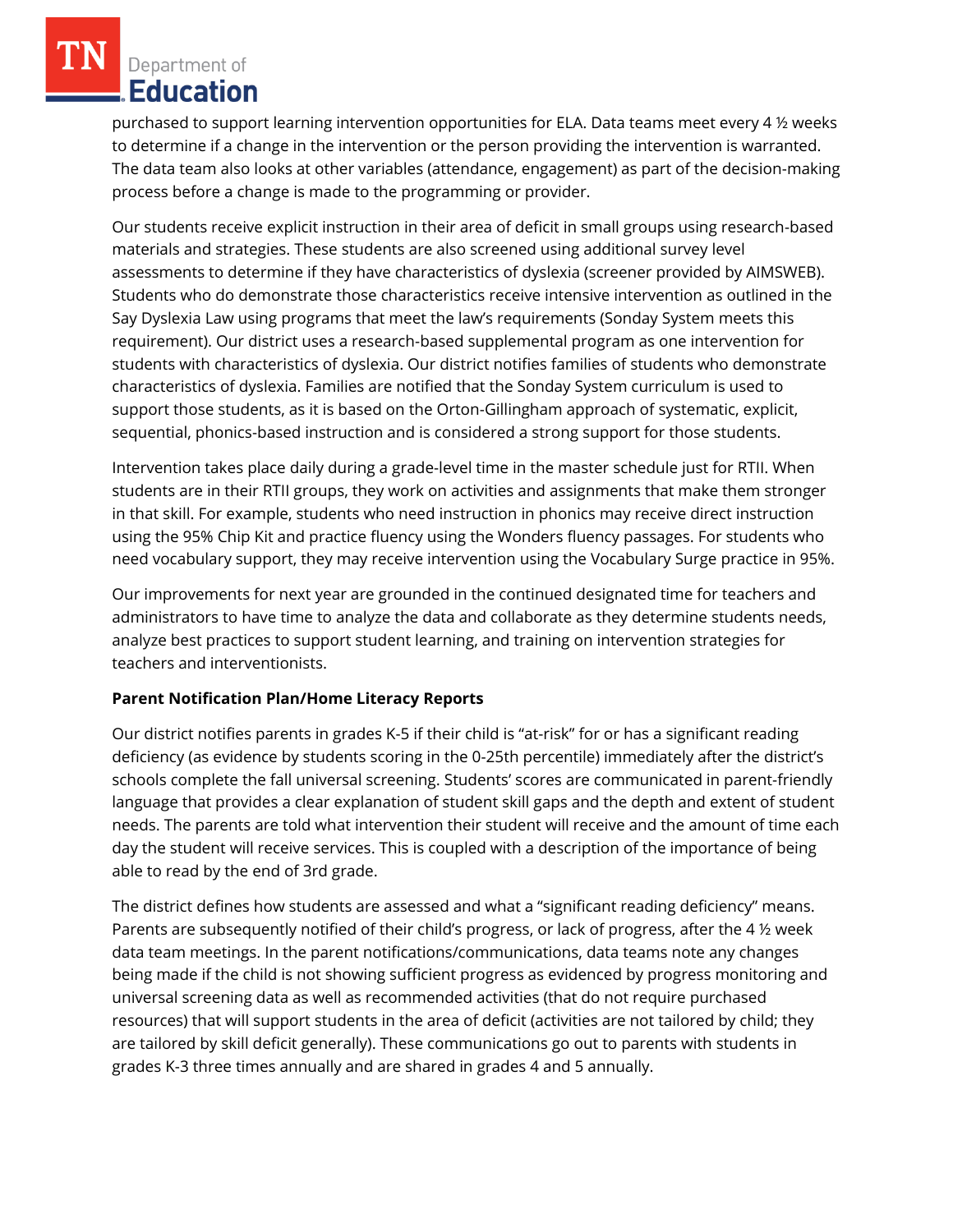purchased to support learning intervention opportunities for ELA. Data teams meet every 4 ½ weeks to determine if a change in the intervention or the person providing the intervention is warranted. The data team also looks at other variables (attendance, engagement) as part of the decision-making process before a change is made to the programming or provider.

Our students receive explicit instruction in their area of deficit in small groups using research-based materials and strategies. These students are also screened using additional survey level assessments to determine if they have characteristics of dyslexia (screener provided by AIMSWEB). Students who do demonstrate those characteristics receive intensive intervention as outlined in the Say Dyslexia Law using programs that meet the law's requirements (Sonday System meets this requirement). Our district uses a research-based supplemental program as one intervention for students with characteristics of dyslexia. Our district notifies families of students who demonstrate characteristics of dyslexia. Families are notified that the Sonday System curriculum is used to support those students, as it is based on the Orton-Gillingham approach of systematic, explicit, sequential, phonics-based instruction and is considered a strong support for those students.

Intervention takes place daily during a grade-level time in the master schedule just for RTII. When students are in their RTII groups, they work on activities and assignments that make them stronger in that skill. For example, students who need instruction in phonics may receive direct instruction using the 95% Chip Kit and practice fluency using the Wonders fluency passages. For students who need vocabulary support, they may receive intervention using the Vocabulary Surge practice in 95%.

Our improvements for next year are grounded in the continued designated time for teachers and administrators to have time to analyze the data and collaborate as they determine students needs, analyze best practices to support student learning, and training on intervention strategies for teachers and interventionists.

**Parent Notification Plan/Home Literacy Reports**

Our district notifies parents in grades K-5 if their child is "at-risk" for or has a significant reading deficiency (as evidence by students scoring in the 0-25th percentile) immediately after the district's schools complete the fall universal screening. Students' scores are communicated in parent-friendly language that provides a clear explanation of student skill gaps and the depth and extent of student needs. The parents are told what intervention their student will receive and the amount of time each day the student will receive services. This is coupled with a description of the importance of being able to read by the end of 3rd grade.

The district defines how students are assessed and what a "significant reading deficiency" means. Parents are subsequently notified of their child's progress, or lack of progress, after the 4 ½ week data team meetings. In the parent notifications/communications, data teams note any changes being made if the child is not showing sufficient progress as evidenced by progress monitoring and universal screening data as well as recommended activities (that do not require purchased resources) that will support students in the area of deficit (activities are not tailored by child; they are tailored by skill deficit generally). These communications go out to parents with students in grades K-3 three times annually and are shared in grades 4 and 5 annually.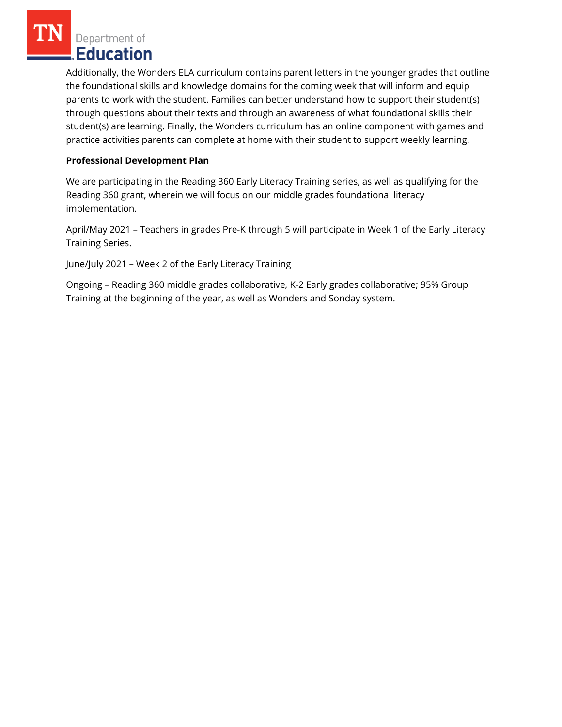Additionally, the Wonders ELA curriculum contains parent letters in the younger grades that outline the foundational skills and knowledge domains for the coming week that will inform and equip parents to work with the student. Families can better understand how to support their student(s) through questions about their texts and through an awareness of what foundational skills their student(s) are learning. Finally, the Wonders curriculum has an online component with games and practice activities parents can complete at home with their student to support weekly learning.

**Professional Development Plan**

We are participating in the Reading 360 Early Literacy Training series, as well as qualifying for the Reading 360 grant, wherein we will focus on our middle grades foundational literacy implementation.

April/May 2021 – Teachers in grades Pre-K through 5 will participate in Week 1 of the Early Literacy Training Series.

June/July 2021 – Week 2 of the Early Literacy Training

Ongoing – Reading 360 middle grades collaborative, K-2 Early grades collaborative; 95% Group Training at the beginning of the year, as well as Wonders and Sonday system.